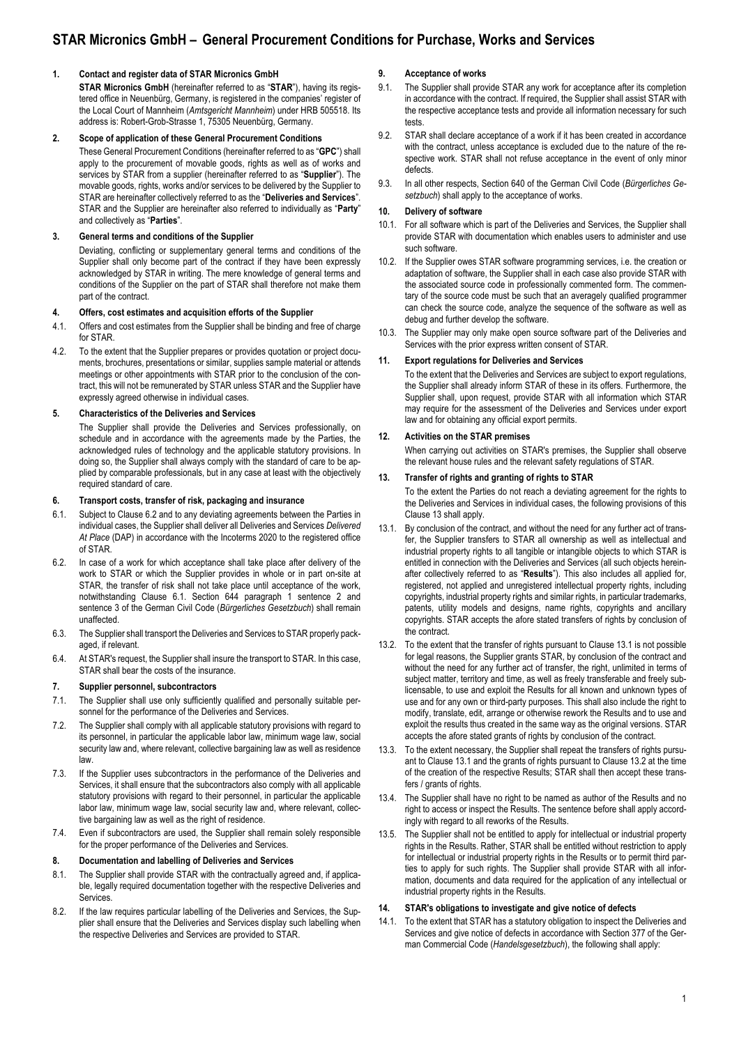# STAR Micronics GmbH – General Procurement Conditions for Purchase, Works and Services

## 1. Contact and register data of STAR Micronics GmbH

**STAR Micronics GmbH** (hereinafter referred to as "**STAR**"), having its registered office in Neuenbürg, Germany, is registered in the companies' register of the Local Court of Mannheim (*Amtsgericht Mannheim*) under HRB 505518. Its address is: Robert-Grob-Strasse 1, 75305 Neuenbürg, Germany.

## 2. Scope of application of these General Procurement Conditions

These General Procurement Conditions (hereinafter referred to as "**GPC**") shall apply to the procurement of movable goods, rights as well as of works and services by STAR from a supplier (hereinafter referred to as "**Supplier**"). The movable goods, rights, works and/or services to be delivered by the Supplier to STAR are hereinafter collectively referred to as the "**Deliveries and Services**". STAR and the Supplier are hereinafter also referred to individually as "**Party**" and collectively as "**Parties**".

## 3. General terms and conditions of the Supplier

Deviating, conflicting or supplementary general terms and conditions of the Supplier shall only become part of the contract if they have been expressly acknowledged by STAR in writing. The mere knowledge of general terms and conditions of the Supplier on the part of STAR shall therefore not make them part of the contract.

## 4. Offers, cost estimates and acquisition efforts of the Supplier

4.1. Offers and cost estimates from the Supplier shall be binding and free of charge for STAR.

4.2. To the extent that the Supplier prepares or provides quotation or project documents, brochures, presentations or similar, supplies sample material or attends meetings or other appointments with STAR prior to the conclusion of the contract, this will not be remunerated by STAR unless STAR and the Supplier have expressly agreed otherwise in individual cases.

## 5. Characteristics of the Deliveries and Services

The Supplier shall provide the Deliveries and Services professionally, on schedule and in accordance with the agreements made by the Parties, the acknowledged rules of technology and the applicable statutory provisions. In doing so, the Supplier shall always comply with the standard of care to be applied by comparable professionals, but in any case at least with the objectively required standard of care.

## 6. Transport costs, transfer of risk, packaging and insurance

6.1. Subject to Clause 6.2 and to any deviating agreements between the Parties in individual cases, the Supplier shall deliver all Deliveries and Services *Delivered At Place* (DAP) in accordance with the Incoterms 2020 to the registered office of STAR.

6.2. In case of a work for which acceptance shall take place after delivery of the work to STAR or which the Supplier provides in whole or in part on-site at STAR, the transfer of risk shall not take place until acceptance of the work, notwithstanding Clause 6.1. Section 644 paragraph 1 sentence 2 and sentence 3 of the German Civil Code (*Bürgerliches Gesetzbuch*) shall remain unaffected.

6.3. The Supplier shall transport the Deliveries and Services to STAR properly packaged, if relevant.

6.4. At STAR's request, the Supplier shall insure the transport to STAR. In this case, STAR shall bear the costs of the insurance.

## 7. Supplier personnel, subcontractors

7.1. The Supplier shall use only sufficiently qualified and personally suitable personnel for the performance of the Deliveries and Services.

7.2. The Supplier shall comply with all applicable statutory provisions with regard to its personnel, in particular the applicable labor law, minimum wage law, social security law and, where relevant, collective bargaining law as well as residence law.

7.3. If the Supplier uses subcontractors in the performance of the Deliveries and Services, it shall ensure that the subcontractors also comply with all applicable statutory provisions with regard to their personnel, in particular the applicable labor law, minimum wage law, social security law and, where relevant, collective bargaining law as well as the right of residence.

7.4. Even if subcontractors are used, the Supplier shall remain solely responsible for the proper performance of the Deliveries and Services.

## 8. Documentation and labelling of Deliveries and Services

8.1. The Supplier shall provide STAR with the contractually agreed and, if applicable, legally required documentation together with the respective Deliveries and Services.

8.2. If the law requires particular labelling of the Deliveries and Services, the Supplier shall ensure that the Deliveries and Services display such labelling when the respective Deliveries and Services are provided to STAR.

## 9. Acceptance of works

9.1. The Supplier shall provide STAR any work for acceptance after its completion in accordance with the contract. If required, the Supplier shall assist STAR with the respective acceptance tests and provide all information necessary for such tests.

9.2. STAR shall declare acceptance of a work if it has been created in accordance with the contract, unless acceptance is excluded due to the nature of the respective work. STAR shall not refuse acceptance in the event of only minor defects.

9.3. In all other respects, Section 640 of the German Civil Code (*Bürgerliches Gesetzbuch*) shall apply to the acceptance of works.

## 10. Delivery of software

10.1. For all software which is part of the Deliveries and Services, the Supplier shall provide STAR with documentation which enables users to administer and use such software.

10.2. If the Supplier owes STAR software programming services, i.e. the creation or adaptation of software, the Supplier shall in each case also provide STAR with the associated source code in professionally commented form. The commentary of the source code must be such that an averagely qualified programmer can check the source code, analyze the sequence of the software as well as debug and further develop the software.

10.3. The Supplier may only make open source software part of the Deliveries and Services with the prior express written consent of STAR.

## 11. Export regulations for Deliveries and Services

To the extent that the Deliveries and Services are subject to export regulations, the Supplier shall already inform STAR of these in its offers. Furthermore, the Supplier shall, upon request, provide STAR with all information which STAR may require for the assessment of the Deliveries and Services under export law and for obtaining any official export permits.

## 12. Activities on the STAR premises

When carrying out activities on STAR's premises, the Supplier shall observe the relevant house rules and the relevant safety regulations of STAR.

## 13. Transfer of rights and granting of rights to STAR

To the extent the Parties do not reach a deviating agreement for the rights to the Deliveries and Services in individual cases, the following provisions of this Clause 13 shall apply.

13.1. By conclusion of the contract, and without the need for any further act of transfer, the Supplier transfers to STAR all ownership as well as intellectual and industrial property rights to all tangible or intangible objects to which STAR is entitled in connection with the Deliveries and Services (all such objects hereinafter collectively referred to as "**Results**"). This also includes all applied for, registered, not applied and unregistered intellectual property rights, including copyrights, industrial property rights and similar rights, in particular trademarks, patents, utility models and designs, name rights, copyrights and ancillary copyrights. STAR accepts the afore stated transfers of rights by conclusion of the contract.

13.2. To the extent that the transfer of rights pursuant to Clause 13.1 is not possible for legal reasons, the Supplier grants STAR, by conclusion of the contract and without the need for any further act of transfer, the right, unlimited in terms of subject matter, territory and time, as well as freely transferable and freely sublicensable, to use and exploit the Results for all known and unknown types of use and for any own or third-party purposes. This shall also include the right to modify, translate, edit, arrange or otherwise rework the Results and to use and exploit the results thus created in the same way as the original versions. STAR accepts the afore stated grants of rights by conclusion of the contract.

13.3. To the extent necessary, the Supplier shall repeat the transfers of rights pursuant to Clause 13.1 and the grants of rights pursuant to Clause 13.2 at the time of the creation of the respective Results; STAR shall then accept these transfers / grants of rights.

13.4. The Supplier shall have no right to be named as author of the Results and no right to access or inspect the Results. The sentence before shall apply accordingly with regard to all reworks of the Results.

13.5. The Supplier shall not be entitled to apply for intellectual or industrial property rights in the Results. Rather, STAR shall be entitled without restriction to apply for intellectual or industrial property rights in the Results or to permit third parties to apply for such rights. The Supplier shall provide STAR with all information, documents and data required for the application of any intellectual or industrial property rights in the Results.

## 14. STAR's obligations to investigate and give notice of defects

14.1. To the extent that STAR has a statutory obligation to inspect the Deliveries and Services and give notice of defects in accordance with Section 377 of the German Commercial Code (*Handelsgesetzbuch*), the following shall apply: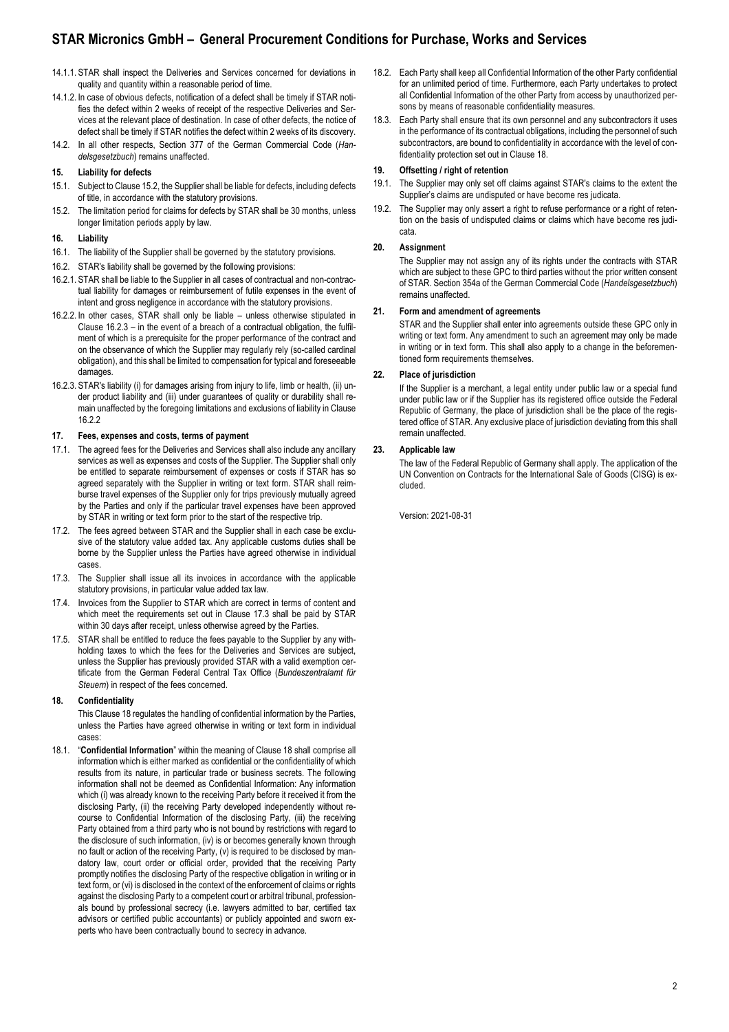14.1.1. STAR shall inspect the Deliveries and Services concerned for deviations in quality and quantity within a reasonable period of time.

14.1.2. In case of obvious defects, notification of a defect shall be timely if STAR notifies the defect within 2 weeks of receipt of the respective Deliveries and Services at the relevant place of destination. In case of other defects, the notice of defect shall be timely if STAR notifies the defect within 2 weeks of its discovery.

14.2. In all other respects, Section 377 of the German Commercial Code (*Handelsgesetzbuch*) remains unaffected.

#### 15. Liability for defects

15.1. Subject to Clause 15.2, the Supplier shall be liable for defects, including defects of title, in accordance with the statutory provisions.

15.2. The limitation period for claims for defects by STAR shall be 30 months, unless longer limitation periods apply by law.

#### 16. Liability

16.1. The liability of the Supplier shall be governed by the statutory provisions.

16.2. STAR's liability shall be governed by the following provisions:

16.2.1. STAR shall be liable to the Supplier in all cases of contractual and non-contractual liability for damages or reimbursement of futile expenses in the event of intent and gross negligence in accordance with the statutory provisions.

16.2.2. In other cases, STAR shall only be liable – unless otherwise stipulated in Clause 16.2.3 – in the event of a breach of a contractual obligation, the fulfilment of which is a prerequisite for the proper performance of the contract and on the observance of which the Supplier may regularly rely (so-called cardinal obligation), and this shall be limited to compensation for typical and foreseeable damages.

16.2.3. STAR's liability (i) for damages arising from injury to life, limb or health, (ii) under product liability and (iii) under guarantees of quality or durability shall remain unaffected by the foregoing limitations and exclusions of liability in Clause 16.2.2

#### 17. Fees, expenses and costs, terms of payment

17.1. The agreed fees for the Deliveries and Services shall also include any ancillary services as well as expenses and costs of the Supplier. The Supplier shall only be entitled to separate reimbursement of expenses or costs if STAR has so agreed separately with the Supplier in writing or text form. STAR shall reimburse travel expenses of the Supplier only for trips previously mutually agreed by the Parties and only if the particular travel expenses have been approved by STAR in writing or text form prior to the start of the respective trip.

17.2. The fees agreed between STAR and the Supplier shall in each case be exclusive of the statutory value added tax. Any applicable customs duties shall be borne by the Supplier unless the Parties have agreed otherwise in individual cases.

17.3. The Supplier shall issue all its invoices in accordance with the applicable statutory provisions, in particular value added tax law.

17.4. Invoices from the Supplier to STAR which are correct in terms of content and which meet the requirements set out in Clause 17.3 shall be paid by STAR within 30 days after receipt, unless otherwise agreed by the Parties.

17.5. STAR shall be entitled to reduce the fees payable to the Supplier by any withholding taxes to which the fees for the Deliveries and Services are subject, unless the Supplier has previously provided STAR with a valid exemption certificate from the German Federal Central Tax Office (*Bundeszentralamt für Steuern*) in respect of the fees concerned.

#### 18. Confidentiality

This Clause 18 regulates the handling of confidential information by the Parties, unless the Parties have agreed otherwise in writing or text form in individual cases:

18.1. "**Confidential Information**" within the meaning of Clause 18 shall comprise all information which is either marked as confidential or the confidentiality of which results from its nature, in particular trade or business secrets. The following information shall not be deemed as Confidential Information: Any information which (i) was already known to the receiving Party before it received it from the disclosing Party, (ii) the receiving Party developed independently without recourse to Confidential Information of the disclosing Party, (iii) the receiving Party obtained from a third party who is not bound by restrictions with regard to the disclosure of such information, (iv) is or becomes generally known through no fault or action of the receiving Party, (v) is required to be disclosed by mandatory law, court order or official order, provided that the receiving Party promptly notifies the disclosing Party of the respective obligation in writing or in text form, or (vi) is disclosed in the context of the enforcement of claims or rights against the disclosing Party to a competent court or arbitral tribunal, professionals bound by professional secrecy (i.e. lawyers admitted to bar, certified tax advisors or certified public accountants) or publicly appointed and sworn experts who have been contractually bound to secrecy in advance.

18.2. Each Party shall keep all Confidential Information of the other Party confidential for an unlimited period of time. Furthermore, each Party undertakes to protect all Confidential Information of the other Party from access by unauthorized persons by means of reasonable confidentiality measures.

18.3. Each Party shall ensure that its own personnel and any subcontractors it uses in the performance of its contractual obligations, including the personnel of such subcontractors, are bound to confidentiality in accordance with the level of confidentiality protection set out in Clause 18.

#### 19. Offsetting / right of retention

19.1. The Supplier may only set off claims against STAR's claims to the extent the Supplier's claims are undisputed or have become res judicata.

19.2. The Supplier may only assert a right to refuse performance or a right of retention on the basis of undisputed claims or claims which have become res judicata.

#### 20. Assignment

The Supplier may not assign any of its rights under the contracts with STAR which are subject to these GPC to third parties without the prior written consent of STAR. Section 354a of the German Commercial Code (*Handelsgesetzbuch*) remains unaffected.

#### 21. Form and amendment of agreements

STAR and the Supplier shall enter into agreements outside these GPC only in writing or text form. Any amendment to such an agreement may only be made in writing or in text form. This shall also apply to a change in the beforementioned form requirements themselves.

#### 22. Place of jurisdiction

If the Supplier is a merchant, a legal entity under public law or a special fund under public law or if the Supplier has its registered office outside the Federal Republic of Germany, the place of jurisdiction shall be the place of the registered office of STAR. Any exclusive place of jurisdiction deviating from this shall remain unaffected.

#### 23. Applicable law

The law of the Federal Republic of Germany shall apply. The application of the UN Convention on Contracts for the International Sale of Goods (CISG) is excluded.

Version: 2021-08-31